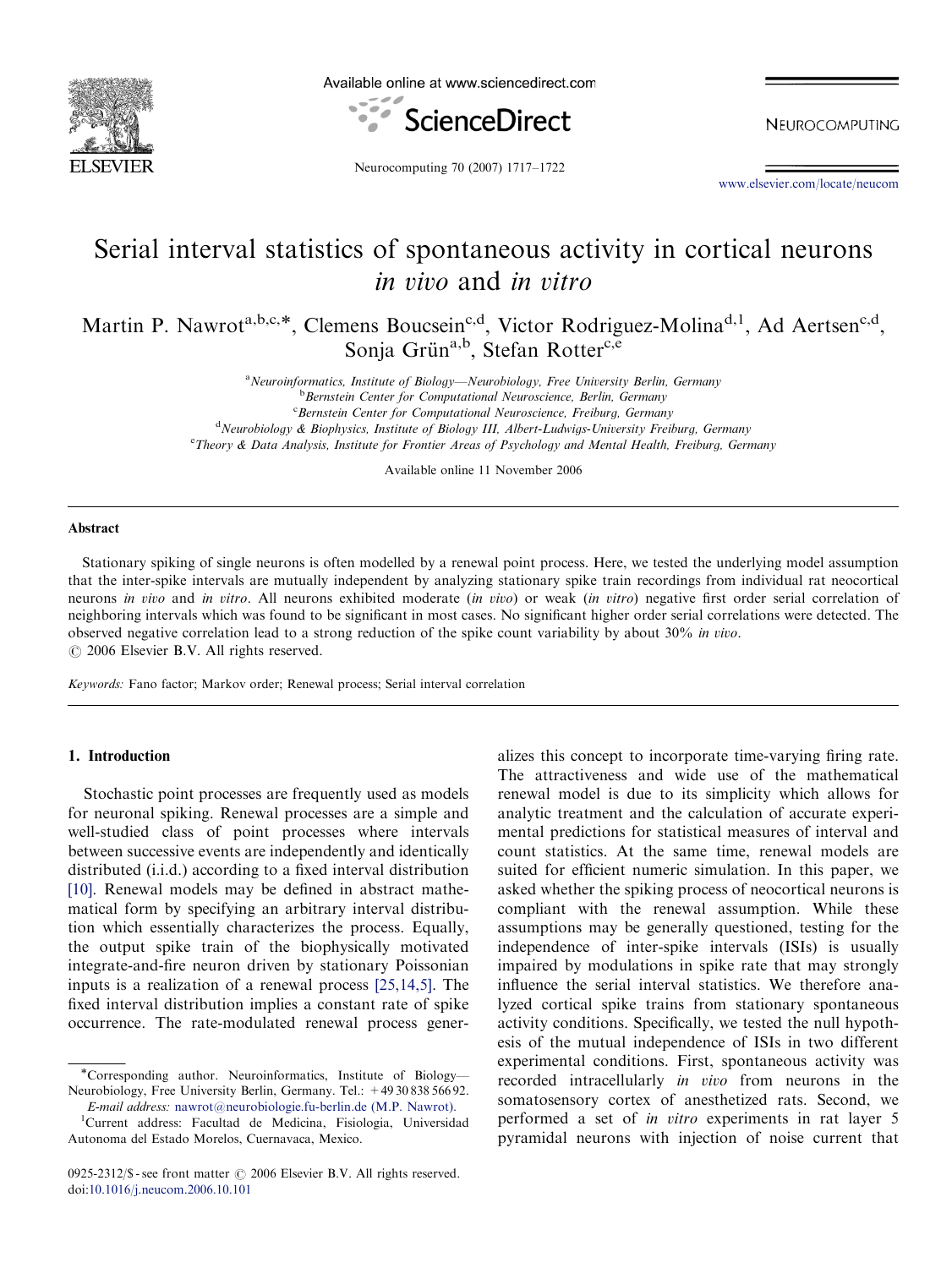# Serial interval statistics of spontaneous activity in cortical neurons *in vivo* and *in vitro*

Martin P. Nawrot[a,b,c,*], Clemens Boucsein[c,d], Victor Rodriguez-Molina[d,1], Ad Aertsen[c,d], Sonja Grün[a,b], Stefan Rotter[c,e]

[a] *Neuroinformatics, Institute of Biology—Neurobiology, Free University Berlin, Germany*
[b] *Bernstein Center for Computational Neuroscience, Berlin, Germany*
[c] *Bernstein Center for Computational Neuroscience, Freiburg, Germany*
[d] *Neurobiology & Biophysics, Institute of Biology III, Albert-Ludwigs-University Freiburg, Germany*
[e] *Theory & Data Analysis, Institute for Frontier Areas of Psychology and Mental Health, Freiburg, Germany*

Available online 11 November 2006

## Abstract

Stationary spiking of single neurons is often modelled by a renewal point process. Here, we tested the underlying model assumption that the inter-spike intervals are mutually independent by analyzing stationary spike train recordings from individual rat neocortical neurons *in vivo* and *in vitro*. All neurons exhibited moderate (*in vivo*) or weak (*in vitro*) negative first order serial correlation of neighboring intervals which was found to be significant in most cases. No significant higher order serial correlations were detected. The observed negative correlation lead to a strong reduction of the spike count variability by about 30% *in vivo*.
© 2006 Elsevier B.V. All rights reserved.

*Keywords:* Fano factor; Markov order; Renewal process; Serial interval correlation

## 1. Introduction

Stochastic point processes are frequently used as models for neuronal spiking. Renewal processes are a simple and well-studied class of point processes where intervals between successive events are independently and identically distributed (i.i.d.) according to a fixed interval distribution [10]. Renewal models may be defined in abstract mathematical form by specifying an arbitrary interval distribution which essentially characterizes the process. Equally, the output spike train of the biophysically motivated integrate-and-fire neuron driven by stationary Poissonian inputs is a realization of a renewal process [25,14,5]. The fixed interval distribution implies a constant rate of spike occurrence. The rate-modulated renewal process generalizes this concept to incorporate time-varying firing rate. The attractiveness and wide use of the mathematical renewal model is due to its simplicity which allows for analytic treatment and the calculation of accurate experimental predictions for statistical measures of interval and count statistics. At the same time, renewal models are suited for efficient numeric simulation. In this paper, we asked whether the spiking process of neocortical neurons is compliant with the renewal assumption. While these assumptions may be generally questioned, testing for the independence of inter-spike intervals (ISIs) is usually impaired by modulations in spike rate that may strongly influence the serial interval statistics. We therefore analyzed cortical spike trains from stationary spontaneous activity conditions. Specifically, we tested the null hypothesis of the mutual independence of ISIs in two different experimental conditions. First, spontaneous activity was recorded intracellularly *in vivo* from neurons in the somatosensory cortex of anesthetized rats. Second, we performed a set of *in vitro* experiments in rat layer 5 pyramidal neurons with injection of noise current that

---

*Corresponding author. Neuroinformatics, Institute of Biology—Neurobiology, Free University Berlin, Germany. Tel.: +49 30 838 566 92.
*E-mail address:* nawrot@neurobiologie.fu-berlin.de (M.P. Nawrot).
[1] Current address: Facultad de Medicina, Fisiologia, Universidad Autonoma del Estado Morelos, Cuernavaca, Mexico.

0925-2312/$ - see front matter © 2006 Elsevier B.V. All rights reserved.
doi:10.1016/j.neucom.2006.10.101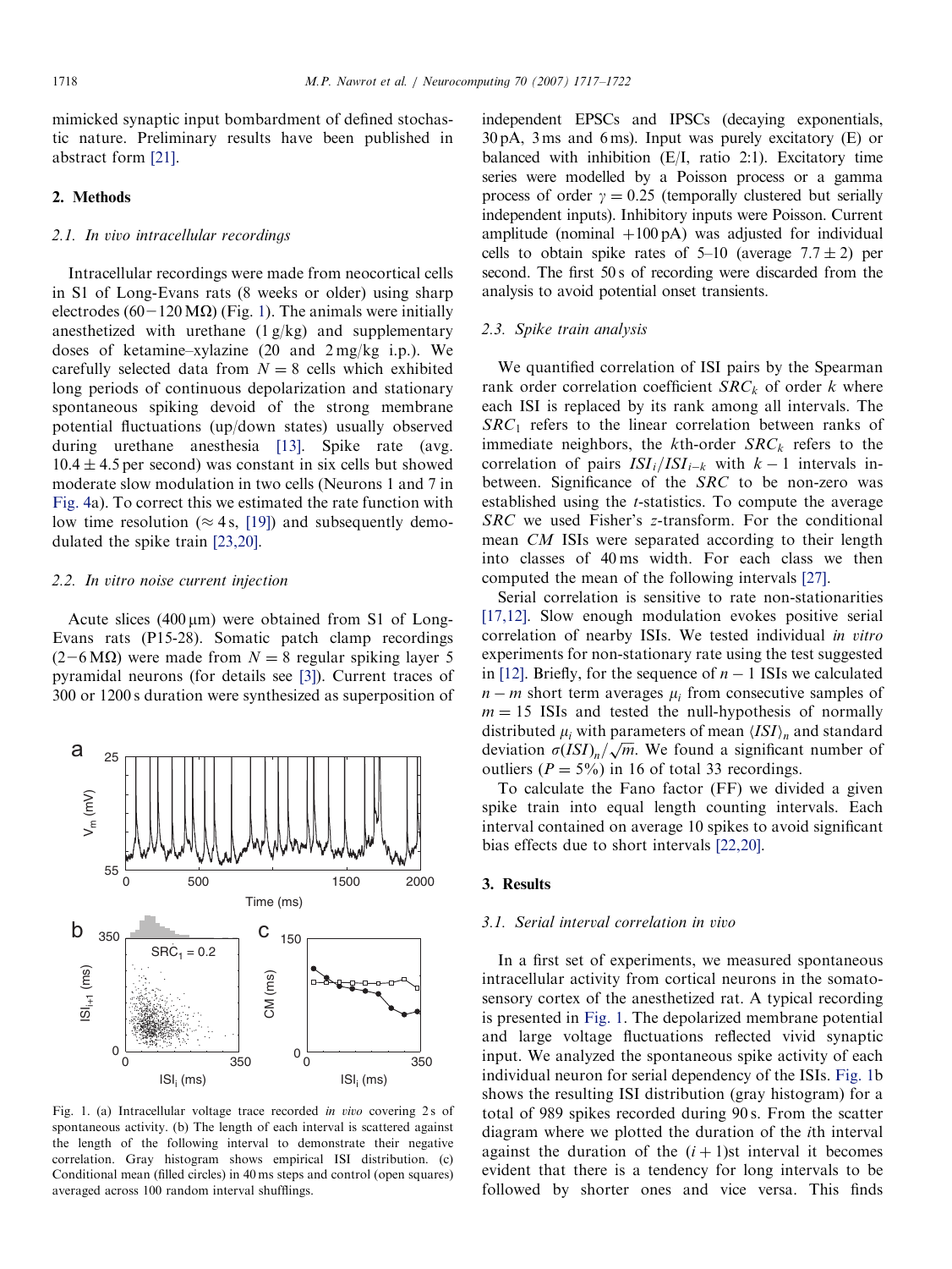mimicked synaptic input bombardment of defined stochastic nature. Preliminary results have been published in abstract form [21].

## 2. Methods

### 2.1. In vivo intracellular recordings

Intracellular recordings were made from neocortical cells in S1 of Long-Evans rats (8 weeks or older) using sharp electrodes ($60-120\,\mathrm{M\Omega}$) (Fig. 1). The animals were initially anesthetized with urethane (1 g/kg) and supplementary doses of ketamine–xylazine (20 and 2 mg/kg i.p.). We carefully selected data from $N = 8$ cells which exhibited long periods of continuous depolarization and stationary spontaneous spiking devoid of the strong membrane potential fluctuations (up/down states) usually observed during urethane anesthesia [13]. Spike rate (avg. $10.4 \pm 4.5$ per second) was constant in six cells but showed moderate slow modulation in two cells (Neurons 1 and 7 in Fig. 4a). To correct this we estimated the rate function with low time resolution ($\approx 4$ s, [19]) and subsequently demodulated the spike train [23,20].

### 2.2. In vitro noise current injection

Acute slices ($400\,\mu\mathrm{m}$) were obtained from S1 of Long-Evans rats (P15-28). Somatic patch clamp recordings ($2-6\,\mathrm{M\Omega}$) were made from $N = 8$ regular spiking layer 5 pyramidal neurons (for details see [3]). Current traces of 300 or 1200 s duration were synthesized as superposition of independent EPSCs and IPSCs (decaying exponentials, 30 pA, 3 ms and 6 ms). Input was purely excitatory (E) or balanced with inhibition (E/I, ratio 2:1). Excitatory time series were modelled by a Poisson process or a gamma process of order $\gamma = 0.25$ (temporally clustered but serially independent inputs). Inhibitory inputs were Poisson. Current amplitude (nominal +100 pA) was adjusted for individual cells to obtain spike rates of 5–10 (average $7.7 \pm 2$) per second. The first 50 s of recording were discarded from the analysis to avoid potential onset transients.

### 2.3. Spike train analysis

We quantified correlation of ISI pairs by the Spearman rank order correlation coefficient $SRC_k$ of order $k$ where each ISI is replaced by its rank among all intervals. The $SRC_1$ refers to the linear correlation between ranks of immediate neighbors, the $k$th-order $SRC_k$ refers to the correlation of pairs $ISI_i/ISI_{i-k}$ with $k-1$ intervals in-between. Significance of the $SRC$ to be non-zero was established using the $t$-statistics. To compute the average $SRC$ we used Fisher's $z$-transform. For the conditional mean $CM$ ISIs were separated according to their length into classes of 40 ms width. For each class we then computed the mean of the following intervals [27].

Serial correlation is sensitive to rate non-stationarities [17,12]. Slow enough modulation evokes positive serial correlation of nearby ISIs. We tested individual *in vitro* experiments for non-stationary rate using the test suggested in [12]. Briefly, for the sequence of $n-1$ ISIs we calculated $n-m$ short term averages $\mu_i$ from consecutive samples of $m = 15$ ISIs and tested the null-hypothesis of normally distributed $\mu_i$ with parameters of mean $\langle ISI \rangle_n$ and standard deviation $\sigma(ISI)_n/\sqrt{m}$. We found a significant number of outliers ($P = 5\%$) in 16 of total 33 recordings.

To calculate the Fano factor (FF) we divided a given spike train into equal length counting intervals. Each interval contained on average 10 spikes to avoid significant bias effects due to short intervals [22,20].

## 3. Results

### 3.1. Serial interval correlation in vivo

In a first set of experiments, we measured spontaneous intracellular activity from cortical neurons in the somatosensory cortex of the anesthetized rat. A typical recording is presented in Fig. 1. The depolarized membrane potential and large voltage fluctuations reflected vivid synaptic input. We analyzed the spontaneous spike activity of each individual neuron for serial dependency of the ISIs. Fig. 1b shows the resulting ISI distribution (gray histogram) for a total of 989 spikes recorded during 90 s. From the scatter diagram where we plotted the duration of the $i$th interval against the duration of the $(i+1)$st interval it becomes evident that there is a tendency for long intervals to be followed by shorter ones and vice versa. This finds

Fig. 1. (a) Intracellular voltage trace recorded *in vivo* covering 2 s of spontaneous activity. (b) The length of each interval is scattered against the length of the following interval to demonstrate their negative correlation. Gray histogram shows empirical ISI distribution. (c) Conditional mean (filled circles) in 40 ms steps and control (open squares) averaged across 100 random interval shufflings.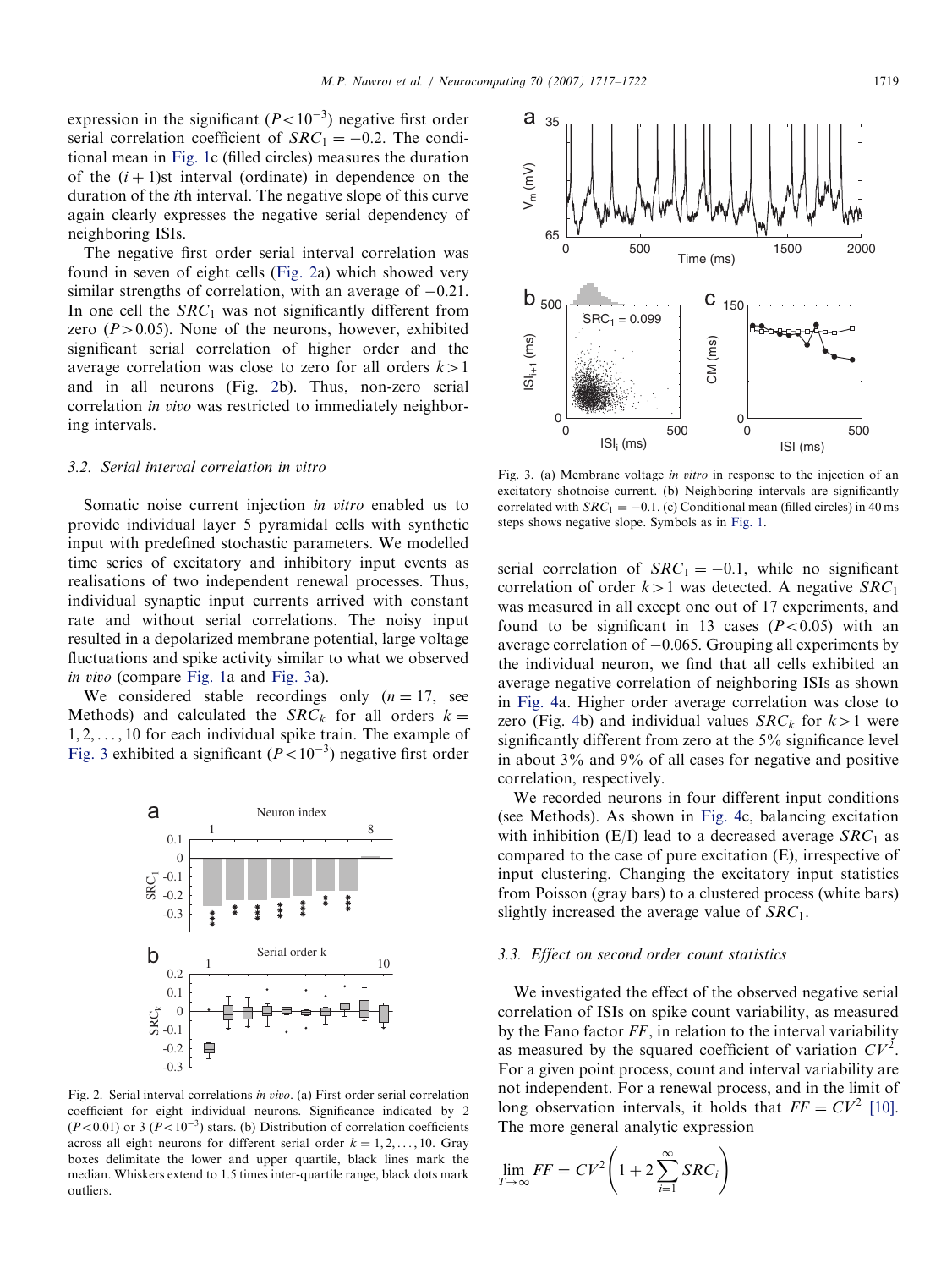expression in the significant ($P<10^{-3}$) negative first order serial correlation coefficient of $SRC_1 = -0.2$. The conditional mean in Fig. 1c (filled circles) measures the duration of the $(i+1)$st interval (ordinate) in dependence on the duration of the $i$th interval. The negative slope of this curve again clearly expresses the negative serial dependency of neighboring ISIs.

The negative first order serial interval correlation was found in seven of eight cells (Fig. 2a) which showed very similar strengths of correlation, with an average of $-0.21$. In one cell the $SRC_1$ was not significantly different from zero ($P>0.05$). None of the neurons, however, exhibited significant serial correlation of higher order and the average correlation was close to zero for all orders $k>1$ and in all neurons (Fig. 2b). Thus, non-zero serial correlation *in vivo* was restricted to immediately neighboring intervals.

### 3.2. Serial interval correlation in vitro

Somatic noise current injection *in vitro* enabled us to provide individual layer 5 pyramidal cells with synthetic input with predefined stochastic parameters. We modelled time series of excitatory and inhibitory input events as realisations of two independent renewal processes. Thus, individual synaptic input currents arrived with constant rate and without serial correlations. The noisy input resulted in a depolarized membrane potential, large voltage fluctuations and spike activity similar to what we observed *in vivo* (compare Fig. 1a and Fig. 3a).

We considered stable recordings only ($n=17$, see Methods) and calculated the $SRC_k$ for all orders $k = 1, 2, \ldots, 10$ for each individual spike train. The example of Fig. 3 exhibited a significant ($P<10^{-3}$) negative first order

Fig. 2. Serial interval correlations *in vivo*. (a) First order serial correlation coefficient for eight individual neurons. Significance indicated by 2 ($P<0.01$) or 3 ($P<10^{-3}$) stars. (b) Distribution of correlation coefficients across all eight neurons for different serial order $k = 1, 2, \ldots, 10$. Gray boxes delimitate the lower and upper quartile, black lines mark the median. Whiskers extend to 1.5 times inter-quartile range, black dots mark outliers.

Fig. 3. (a) Membrane voltage *in vitro* in response to the injection of an excitatory shotnoise current. (b) Neighboring intervals are significantly correlated with $SRC_1 = -0.1$. (c) Conditional mean (filled circles) in 40 ms steps shows negative slope. Symbols as in Fig. 1.

serial correlation of $SRC_1 = -0.1$, while no significant correlation of order $k>1$ was detected. A negative $SRC_1$ was measured in all except one out of 17 experiments, and found to be significant in 13 cases ($P<0.05$) with an average correlation of $-0.065$. Grouping all experiments by the individual neuron, we find that all cells exhibited an average negative correlation of neighboring ISIs as shown in Fig. 4a. Higher order average correlation was close to zero (Fig. 4b) and individual values $SRC_k$ for $k>1$ were significantly different from zero at the 5% significance level in about 3% and 9% of all cases for negative and positive correlation, respectively.

We recorded neurons in four different input conditions (see Methods). As shown in Fig. 4c, balancing excitation with inhibition (E/I) lead to a decreased average $SRC_1$ as compared to the case of pure excitation (E), irrespective of input clustering. Changing the excitatory input statistics from Poisson (gray bars) to a clustered process (white bars) slightly increased the average value of $SRC_1$.

### 3.3. Effect on second order count statistics

We investigated the effect of the observed negative serial correlation of ISIs on spike count variability, as measured by the Fano factor $FF$, in relation to the interval variability as measured by the squared coefficient of variation $CV^2$. For a given point process, count and interval variability are not independent. For a renewal process, and in the limit of long observation intervals, it holds that $FF = CV^2$ [10]. The more general analytic expression

$$\lim_{T\to\infty} FF = CV^2\left(1 + 2\sum_{i=1}^{\infty} SRC_i\right)$$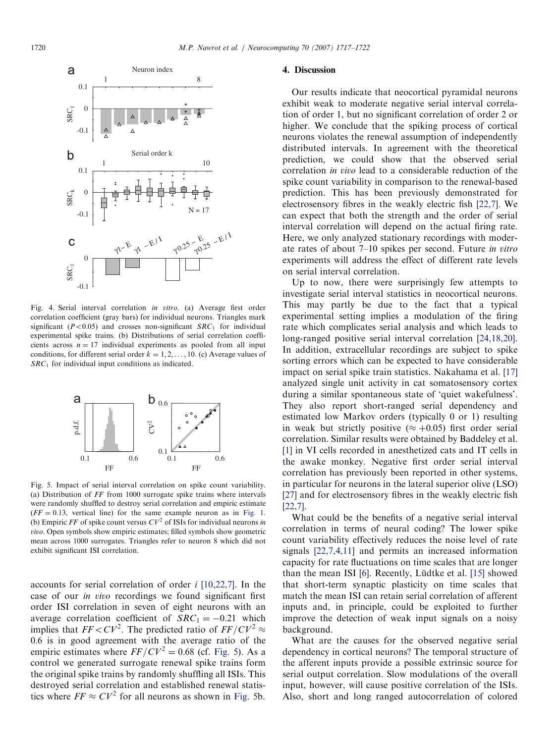Fig. 4. Serial interval correlation *in vitro*. (a) Average first order correlation coefficient (gray bars) for individual neurons. Triangles mark significant ($P<0.05$) and crosses non-significant $SRC_1$ for individual experimental spike trains. (b) Distributions of serial correlation coefficients across $n=17$ individual experiments as pooled from all input conditions, for different serial order $k=1,2,\ldots,10$. (c) Average values of $SRC_1$ for individual input conditions as indicated.

Fig. 5. Impact of serial interval correlation on spike count variability. (a) Distribution of $FF$ from 1000 surrogate spike trains where intervals were randomly shuffled to destroy serial correlation and empiric estimate ($FF=0.13$, vertical line) for the same example neuron as in Fig. 1. (b) Empiric $FF$ of spike count versus $CV^2$ of ISIs for individual neurons *in vivo*. Open symbols show empiric estimates; filled symbols show geometric mean across 1000 surrogates. Triangles refer to neuron 8 which did not exhibit significant ISI correlation.

accounts for serial correlation of order $i$ [10,22,7]. In the case of our *in vivo* recordings we found significant first order ISI correlation in seven of eight neurons with an average correlation coefficient of $SRC_1=-0.21$ which implies that $FF<CV^2$. The predicted ratio of $FF/CV^2\approx 0.6$ is in good agreement with the average ratio of the empiric estimates where $FF/CV^2=0.68$ (cf. Fig. 5). As a control we generated surrogate renewal spike trains form the original spike trains by randomly shuffling all ISIs. This destroyed serial correlation and established renewal statistics where $FF\approx CV^2$ for all neurons as shown in Fig. 5b.

## 4. Discussion

Our results indicate that neocortical pyramidal neurons exhibit weak to moderate negative serial interval correlation of order 1, but no significant correlation of order 2 or higher. We conclude that the spiking process of cortical neurons violates the renewal assumption of independently distributed intervals. In agreement with the theoretical prediction, we could show that the observed serial correlation *in vivo* lead to a considerable reduction of the spike count variability in comparison to the renewal-based prediction. This has been previously demonstrated for electrosensory fibres in the weakly electric fish [22,7]. We can expect that both the strength and the order of serial interval correlation will depend on the actual firing rate. Here, we only analyzed stationary recordings with moderate rates of about 7–10 spikes per second. Future *in vitro* experiments will address the effect of different rate levels on serial interval correlation.

Up to now, there were surprisingly few attempts to investigate serial interval statistics in neocortical neurons. This may partly be due to the fact that a typical experimental setting implies a modulation of the firing rate which complicates serial analysis and which leads to long-ranged positive serial interval correlation [24,18,20]. In addition, extracellular recordings are subject to spike sorting errors which can be expected to have considerable impact on serial spike train statistics. Nakahama et al. [17] analyzed single unit activity in cat somatosensory cortex during a similar spontaneous state of 'quiet wakefulness'. They also report short-ranged serial dependency and estimated low Markov orders (typically 0 or 1) resulting in weak but strictly positive ($\approx +0.05$) first order serial correlation. Similar results were obtained by Baddeley et al. [1] in VI cells recorded in anesthetized cats and IT cells in the awake monkey. Negative first order serial interval correlation has previously been reported in other systems, in particular for neurons in the lateral superior olive (LSO) [27] and for electrosensory fibres in the weakly electric fish [22,7].

What could be the benefits of a negative serial interval correlation in terms of neural coding? The lower spike count variability effectively reduces the noise level of rate signals [22,7,4,11] and permits an increased information capacity for rate fluctuations on time scales that are longer than the mean ISI [6]. Recently, Lüdtke et al. [15] showed that short-term synaptic plasticity on time scales that match the mean ISI can retain serial correlation of afferent inputs and, in principle, could be exploited to further improve the detection of weak input signals on a noisy background.

What are the causes for the observed negative serial dependency in cortical neurons? The temporal structure of the afferent inputs provide a possible extrinsic source for serial output correlation. Slow modulations of the overall input, however, will cause positive correlation of the ISIs. Also, short and long ranged autocorrelation of colored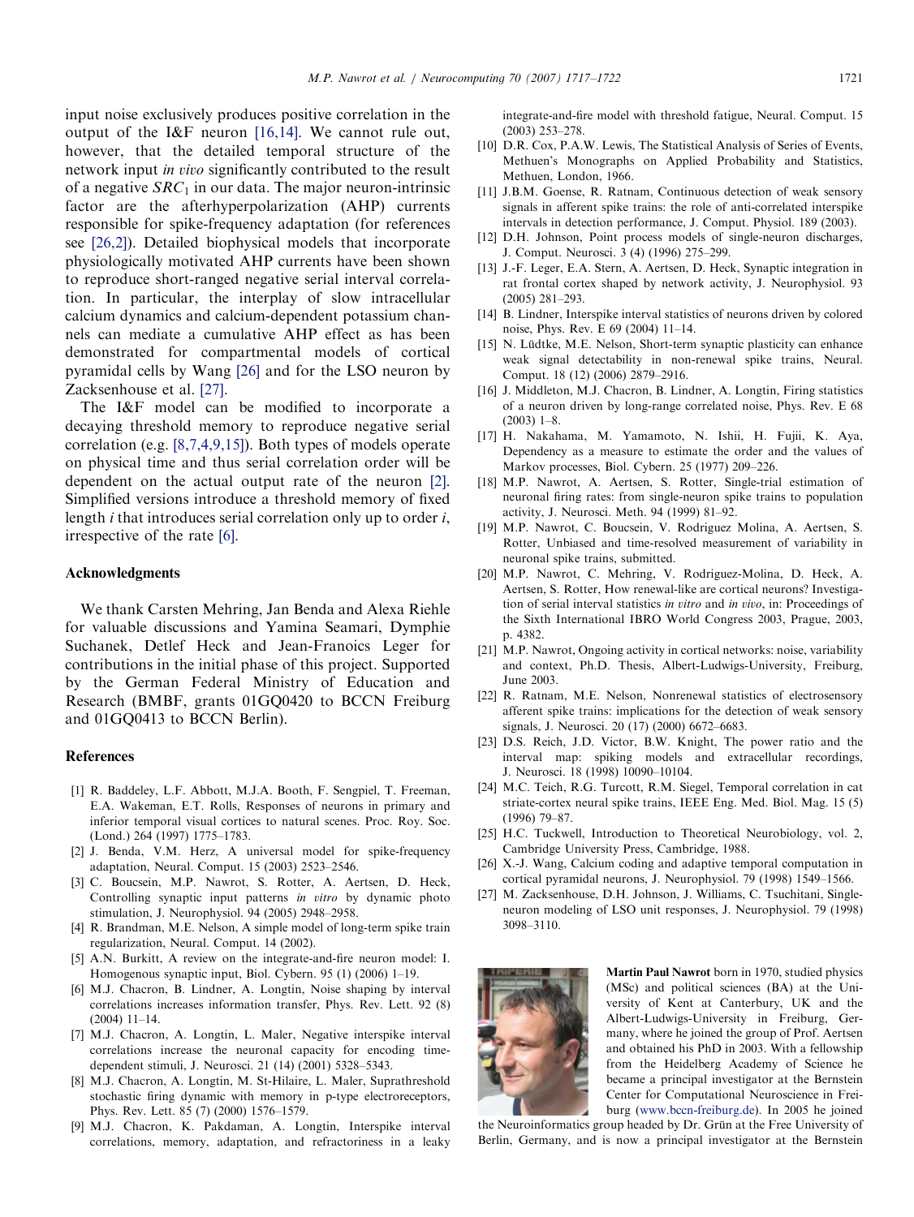input noise exclusively produces positive correlation in the output of the I&F neuron [16,14]. We cannot rule out, however, that the detailed temporal structure of the network input *in vivo* significantly contributed to the result of a negative $SRC_1$ in our data. The major neuron-intrinsic factor are the afterhyperpolarization (AHP) currents responsible for spike-frequency adaptation (for references see [26,2]). Detailed biophysical models that incorporate physiologically motivated AHP currents have been shown to reproduce short-ranged negative serial interval correlation. In particular, the interplay of slow intracellular calcium dynamics and calcium-dependent potassium channels can mediate a cumulative AHP effect as has been demonstrated for compartmental models of cortical pyramidal cells by Wang [26] and for the LSO neuron by Zacksenhouse et al. [27].

The I&F model can be modified to incorporate a decaying threshold memory to reproduce negative serial correlation (e.g. [8,7,4,9,15]). Both types of models operate on physical time and thus serial correlation order will be dependent on the actual output rate of the neuron [2]. Simplified versions introduce a threshold memory of fixed length $i$ that introduces serial correlation only up to order $i$, irrespective of the rate [6].

## Acknowledgments

We thank Carsten Mehring, Jan Benda and Alexa Riehle for valuable discussions and Yamina Seamari, Dymphie Suchanek, Detlef Heck and Jean-Franoics Leger for contributions in the initial phase of this project. Supported by the German Federal Ministry of Education and Research (BMBF, grants 01GQ0420 to BCCN Freiburg and 01GQ0413 to BCCN Berlin).

## References

[1] R. Baddeley, L.F. Abbott, M.J.A. Booth, F. Sengpiel, T. Freeman, E.A. Wakeman, E.T. Rolls, Responses of neurons in primary and inferior temporal visual cortices to natural scenes. Proc. Roy. Soc. (Lond.) 264 (1997) 1775–1783.

[2] J. Benda, V.M. Herz, A universal model for spike-frequency adaptation, Neural. Comput. 15 (2003) 2523–2546.

[3] C. Boucsein, M.P. Nawrot, S. Rotter, A. Aertsen, D. Heck, Controlling synaptic input patterns *in vitro* by dynamic photo stimulation, J. Neurophysiol. 94 (2005) 2948–2958.

[4] R. Brandman, M.E. Nelson, A simple model of long-term spike train regularization, Neural. Comput. 14 (2002).

[5] A.N. Burkitt, A review on the integrate-and-fire neuron model: I. Homogenous synaptic input, Biol. Cybern. 95 (1) (2006) 1–19.

[6] M.J. Chacron, B. Lindner, A. Longtin, Noise shaping by interval correlations increases information transfer, Phys. Rev. Lett. 92 (8) (2004) 11–14.

[7] M.J. Chacron, A. Longtin, L. Maler, Negative interspike interval correlations increase the neuronal capacity for encoding time-dependent stimuli, J. Neurosci. 21 (14) (2001) 5328–5343.

[8] M.J. Chacron, A. Longtin, M. St-Hilaire, L. Maler, Suprathreshold stochastic firing dynamic with memory in p-type electroreceptors, Phys. Rev. Lett. 85 (7) (2000) 1576–1579.

[9] M.J. Chacron, K. Pakdaman, A. Longtin, Interspike interval correlations, memory, adaptation, and refractoriness in a leaky integrate-and-fire model with threshold fatigue, Neural. Comput. 15 (2003) 253–278.

[10] D.R. Cox, P.A.W. Lewis, The Statistical Analysis of Series of Events, Methuen's Monographs on Applied Probability and Statistics, Methuen, London, 1966.

[11] J.B.M. Goense, R. Ratnam, Continuous detection of weak sensory signals in afferent spike trains: the role of anti-correlated interspike intervals in detection performance, J. Comput. Physiol. 189 (2003).

[12] D.H. Johnson, Point process models of single-neuron discharges, J. Comput. Neurosci. 3 (4) (1996) 275–299.

[13] J.-F. Leger, E.A. Stern, A. Aertsen, D. Heck, Synaptic integration in rat frontal cortex shaped by network activity, J. Neurophysiol. 93 (2005) 281–293.

[14] B. Lindner, Interspike interval statistics of neurons driven by colored noise, Phys. Rev. E 69 (2004) 11–14.

[15] N. Lüdtke, M.E. Nelson, Short-term synaptic plasticity can enhance weak signal detectability in non-renewal spike trains, Neural. Comput. 18 (12) (2006) 2879–2916.

[16] J. Middleton, M.J. Chacron, B. Lindner, A. Longtin, Firing statistics of a neuron driven by long-range correlated noise, Phys. Rev. E 68 (2003) 1–8.

[17] H. Nakahama, M. Yamamoto, N. Ishii, H. Fujii, K. Aya, Dependency as a measure to estimate the order and the values of Markov processes, Biol. Cybern. 25 (1977) 209–226.

[18] M.P. Nawrot, A. Aertsen, S. Rotter, Single-trial estimation of neuronal firing rates: from single-neuron spike trains to population activity, J. Neurosci. Meth. 94 (1999) 81–92.

[19] M.P. Nawrot, C. Boucsein, V. Rodriguez Molina, A. Aertsen, S. Rotter, Unbiased and time-resolved measurement of variability in neuronal spike trains, submitted.

[20] M.P. Nawrot, C. Mehring, V. Rodriguez-Molina, D. Heck, A. Aertsen, S. Rotter, How renewal-like are cortical neurons? Investigation of serial interval statistics *in vitro* and *in vivo*, in: Proceedings of the Sixth International IBRO World Congress 2003, Prague, 2003, p. 4382.

[21] M.P. Nawrot, Ongoing activity in cortical networks: noise, variability and context, Ph.D. Thesis, Albert-Ludwigs-University, Freiburg, June 2003.

[22] R. Ratnam, M.E. Nelson, Nonrenewal statistics of electrosensory afferent spike trains: implications for the detection of weak sensory signals, J. Neurosci. 20 (17) (2000) 6672–6683.

[23] D.S. Reich, J.D. Victor, B.W. Knight, The power ratio and the interval map: spiking models and extracellular recordings, J. Neurosci. 18 (1998) 10090–10104.

[24] M.C. Teich, R.G. Turcott, R.M. Siegel, Temporal correlation in cat striate-cortex neural spike trains, IEEE Eng. Med. Biol. Mag. 15 (5) (1996) 79–87.

[25] H.C. Tuckwell, Introduction to Theoretical Neurobiology, vol. 2, Cambridge University Press, Cambridge, 1988.

[26] X.-J. Wang, Calcium coding and adaptive temporal computation in cortical pyramidal neurons, J. Neurophysiol. 79 (1998) 1549–1566.

[27] M. Zacksenhouse, D.H. Johnson, J. Williams, C. Tsuchitani, Single-neuron modeling of LSO unit responses, J. Neurophysiol. 79 (1998) 3098–3110.

**Martin Paul Nawrot** born in 1970, studied physics (MSc) and political sciences (BA) at the University of Kent at Canterbury, UK and the Albert-Ludwigs-University in Freiburg, Germany, where he joined the group of Prof. Aertsen and obtained his PhD in 2003. With a fellowship from the Heidelberg Academy of Science he became a principal investigator at the Bernstein Center for Computational Neuroscience in Freiburg (www.bccn-freiburg.de). In 2005 he joined the Neuroinformatics group headed by Dr. Grün at the Free University of Berlin, Germany, and is now a principal investigator at the Bernstein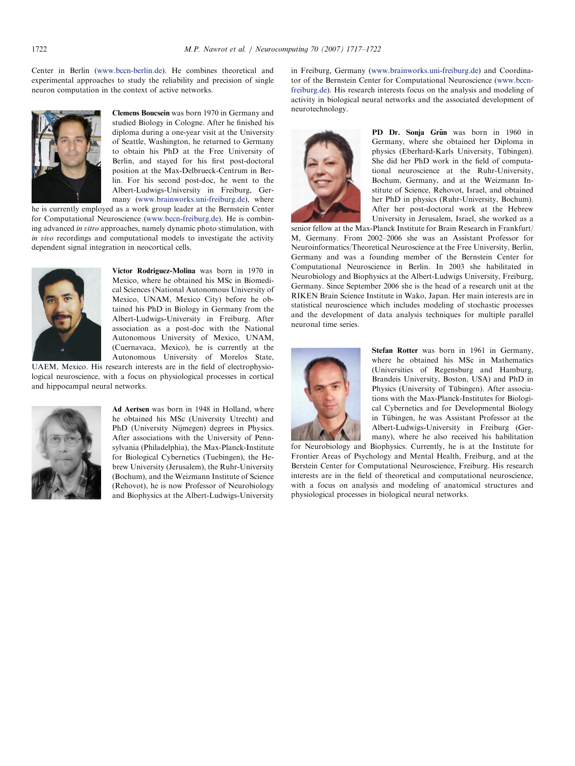Center in Berlin (www.bccn-berlin.de). He combines theoretical and experimental approaches to study the reliability and precision of single neuron computation in the context of active networks.

**Clemens Boucsein** was born 1970 in Germany and studied Biology in Cologne. After he finished his diploma during a one-year visit at the University of Seattle, Washington, he returned to Germany to obtain his PhD at the Free University of Berlin, and stayed for his first post-doctoral position at the Max-Delbrueck-Centrum in Berlin. For his second post-doc, he went to the Albert-Ludwigs-University in Freiburg, Germany (www.brainworks.uni-freiburg.de), where he is currently employed as a work group leader at the Bernstein Center for Computational Neuroscience (www.bccn-freiburg.de). He is combining advanced *in vitro* approaches, namely dynamic photo stimulation, with *in vivo* recordings and computational models to investigate the activity dependent signal integration in neocortical cells.

**Victor Rodriguez-Molina** was born in 1970 in Mexico, where he obtained his MSc in Biomedical Sciences (National Autonomous University of Mexico, UNAM, Mexico City) before he obtained his PhD in Biology in Germany from the Albert-Ludwigs-University in Freiburg. After association as a post-doc with the National Autonomous University of Mexico, UNAM, (Cuernavaca, Mexico), he is currently at the Autonomous University of Morelos State, UAEM, Mexico. His research interests are in the field of electrophysiological neuroscience, with a focus on physiological processes in cortical and hippocampal neural networks.

**Ad Aertsen** was born in 1948 in Holland, where he obtained his MSc (University Utrecht) and PhD (University Nijmegen) degrees in Physics. After associations with the University of Pennsylvania (Philadelphia), the Max-Planck-Institute for Biological Cybernetics (Tuebingen), the Hebrew University (Jerusalem), the Ruhr-University (Bochum), and the Weizmann Institute of Science (Rehovot), he is now Professor of Neurobiology and Biophysics at the Albert-Ludwigs-University in Freiburg, Germany (www.brainworks.uni-freiburg.de) and Coordinator of the Bernstein Center for Computational Neuroscience (www.bccn-freiburg.de). His research interests focus on the analysis and modeling of activity in biological neural networks and the associated development of neurotechnology.

**PD Dr. Sonja Grün** was born in 1960 in Germany, where she obtained her Diploma in physics (Eberhard-Karls University, Tübingen). She did her PhD work in the field of computational neuroscience at the Ruhr-University, Bochum, Germany, and at the Weizmann Institute of Science, Rehovot, Israel, and obtained her PhD in physics (Ruhr-University, Bochum). After her post-doctoral work at the Hebrew University in Jerusalem, Israel, she worked as a senior fellow at the Max-Planck Institute for Brain Research in Frankfurt/M, Germany. From 2002–2006 she was an Assistant Professor for Neuroinformatics/Theoretical Neuroscience at the Free University, Berlin, Germany and was a founding member of the Bernstein Center for Computational Neuroscience in Berlin. In 2003 she habilitated in Neurobiology and Biophysics at the Albert-Ludwigs University, Freiburg, Germany. Since September 2006 she is the head of a research unit at the RIKEN Brain Science Institute in Wako, Japan. Her main interests are in statistical neuroscience which includes modeling of stochastic processes and the development of data analysis techniques for multiple parallel neuronal time series.

**Stefan Rotter** was born in 1961 in Germany, where he obtained his MSc in Mathematics (Universities of Regensburg and Hamburg, Brandeis University, Boston, USA) and PhD in Physics (University of Tübingen). After associations with the Max-Planck-Institutes for Biological Cybernetics and for Developmental Biology in Tübingen, he was Assistant Professor at the Albert-Ludwigs-University in Freiburg (Germany), where he also received his habilitation for Neurobiology and Biophysics. Currently, he is at the Institute for Frontier Areas of Psychology and Mental Health, Freiburg, and at the Berstein Center for Computational Neuroscience, Freiburg. His research interests are in the field of theoretical and computational neuroscience, with a focus on analysis and modeling of anatomical structures and physiological processes in biological neural networks.